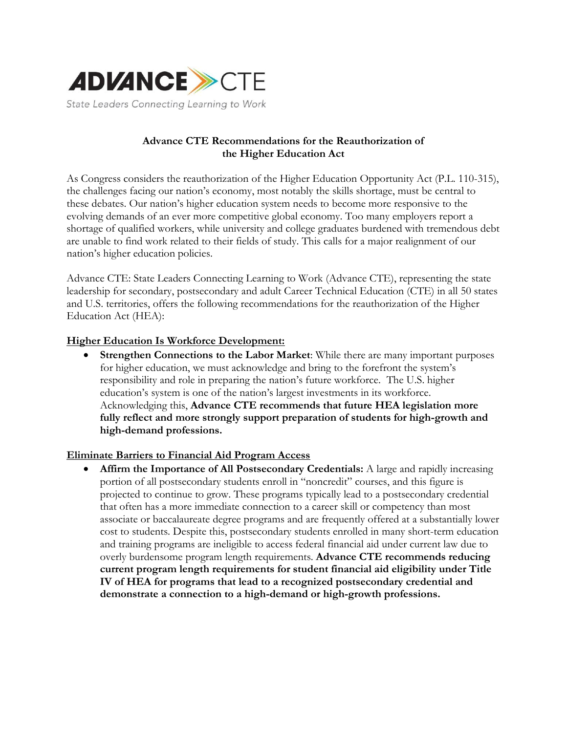ADVANCE CTE

State Leaders Connecting Learning to Work

# Advance CTE Recommendations for the Reauthorization of the Higher Education Act

As Congress considers the reauthorization of the Higher Education Opportunity Act (P.L. 110-315), the challenges facing our nation's economy, most notably the skills shortage, must be central to these debates. Our nation's higher education system needs to become more responsive to the evolving demands of an ever more competitive global economy. Too many employers report a shortage of qualified workers, while university and college graduates burdened with tremendous debt are unable to find work related to their fields of study. This calls for a major realignment of our nation's higher education policies.

Advance CTE: State Leaders Connecting Learning to Work (Advance CTE), representing the state leadership for secondary, postsecondary and adult Career Technical Education (CTE) in all 50 states and U.S. territories, offers the following recommendations for the reauthorization of the Higher Education Act (HEA):

## Higher Education Is Workforce Development:

- **Strengthen Connections to the Labor Market**: While there are many important purposes for higher education, we must acknowledge and bring to the forefront the system's responsibility and role in preparing the nation's future workforce. The U.S. higher education's system is one of the nation's largest investments in its workforce. Acknowledging this, **Advance CTE recommends that future HEA legislation more fully reflect and more strongly support preparation of students for high-growth and high-demand professions.**

## Eliminate Barriers to Financial Aid Program Access

- **Affirm the Importance of All Postsecondary Credentials:** A large and rapidly increasing portion of all postsecondary students enroll in "noncredit" courses, and this figure is projected to continue to grow. These programs typically lead to a postsecondary credential that often has a more immediate connection to a career skill or competency than most associate or baccalaureate degree programs and are frequently offered at a substantially lower cost to students. Despite this, postsecondary students enrolled in many short-term education and training programs are ineligible to access federal financial aid under current law due to overly burdensome program length requirements. **Advance CTE recommends reducing current program length requirements for student financial aid eligibility under Title IV of HEA for programs that lead to a recognized postsecondary credential and demonstrate a connection to a high-demand or high-growth professions.**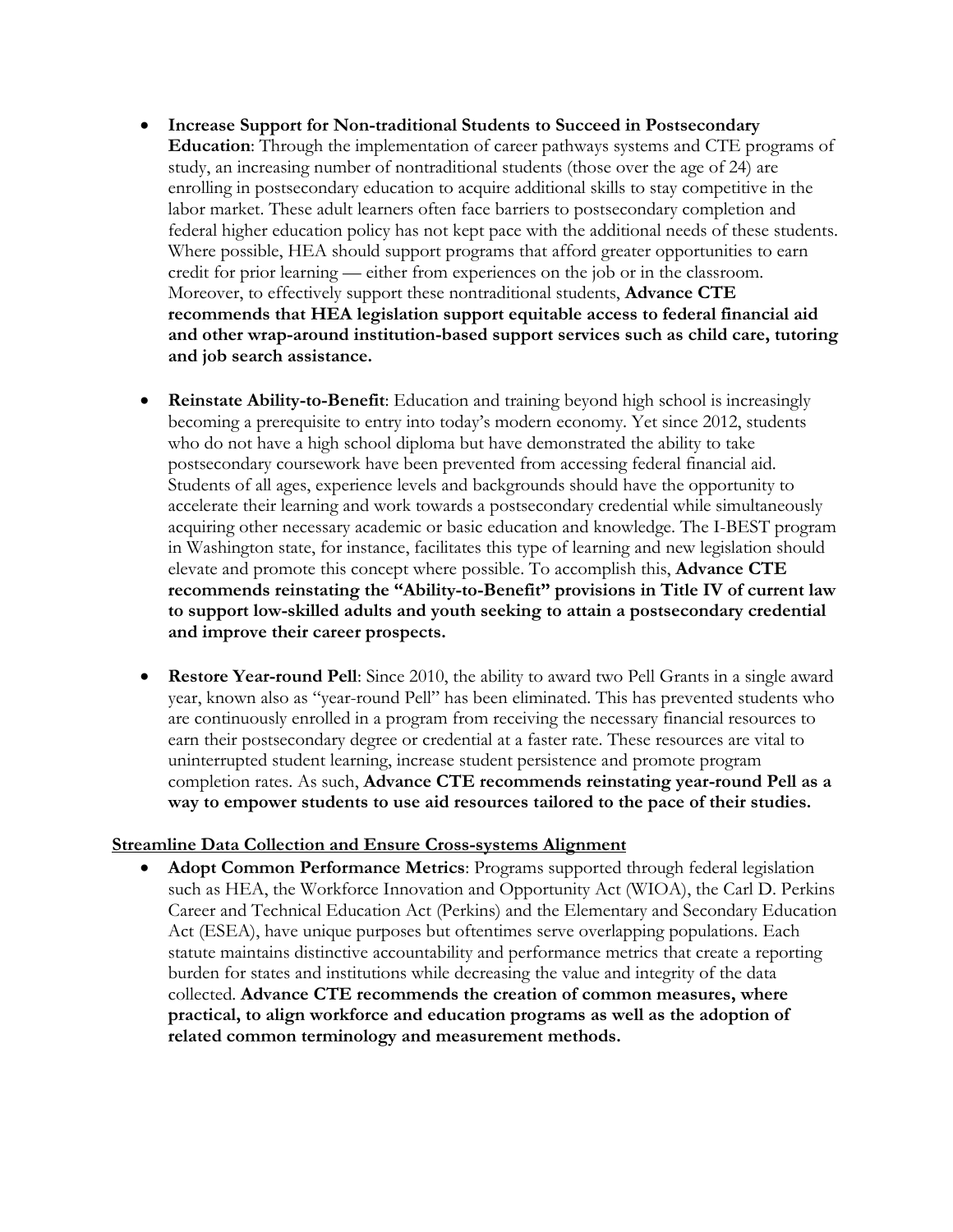- **Increase Support for Non-traditional Students to Succeed in Postsecondary Education**: Through the implementation of career pathways systems and CTE programs of study, an increasing number of nontraditional students (those over the age of 24) are enrolling in postsecondary education to acquire additional skills to stay competitive in the labor market. These adult learners often face barriers to postsecondary completion and federal higher education policy has not kept pace with the additional needs of these students. Where possible, HEA should support programs that afford greater opportunities to earn credit for prior learning — either from experiences on the job or in the classroom. Moreover, to effectively support these nontraditional students, **Advance CTE recommends that HEA legislation support equitable access to federal financial aid and other wrap-around institution-based support services such as child care, tutoring and job search assistance.**

- **Reinstate Ability-to-Benefit**: Education and training beyond high school is increasingly becoming a prerequisite to entry into today's modern economy. Yet since 2012, students who do not have a high school diploma but have demonstrated the ability to take postsecondary coursework have been prevented from accessing federal financial aid. Students of all ages, experience levels and backgrounds should have the opportunity to accelerate their learning and work towards a postsecondary credential while simultaneously acquiring other necessary academic or basic education and knowledge. The I-BEST program in Washington state, for instance, facilitates this type of learning and new legislation should elevate and promote this concept where possible. To accomplish this, **Advance CTE recommends reinstating the "Ability-to-Benefit" provisions in Title IV of current law to support low-skilled adults and youth seeking to attain a postsecondary credential and improve their career prospects.**

- **Restore Year-round Pell**: Since 2010, the ability to award two Pell Grants in a single award year, known also as "year-round Pell" has been eliminated. This has prevented students who are continuously enrolled in a program from receiving the necessary financial resources to earn their postsecondary degree or credential at a faster rate. These resources are vital to uninterrupted student learning, increase student persistence and promote program completion rates. As such, **Advance CTE recommends reinstating year-round Pell as a way to empower students to use aid resources tailored to the pace of their studies.**

<u>**Streamline Data Collection and Ensure Cross-systems Alignment**</u>

- **Adopt Common Performance Metrics**: Programs supported through federal legislation such as HEA, the Workforce Innovation and Opportunity Act (WIOA), the Carl D. Perkins Career and Technical Education Act (Perkins) and the Elementary and Secondary Education Act (ESEA), have unique purposes but oftentimes serve overlapping populations. Each statute maintains distinctive accountability and performance metrics that create a reporting burden for states and institutions while decreasing the value and integrity of the data collected. **Advance CTE recommends the creation of common measures, where practical, to align workforce and education programs as well as the adoption of related common terminology and measurement methods.**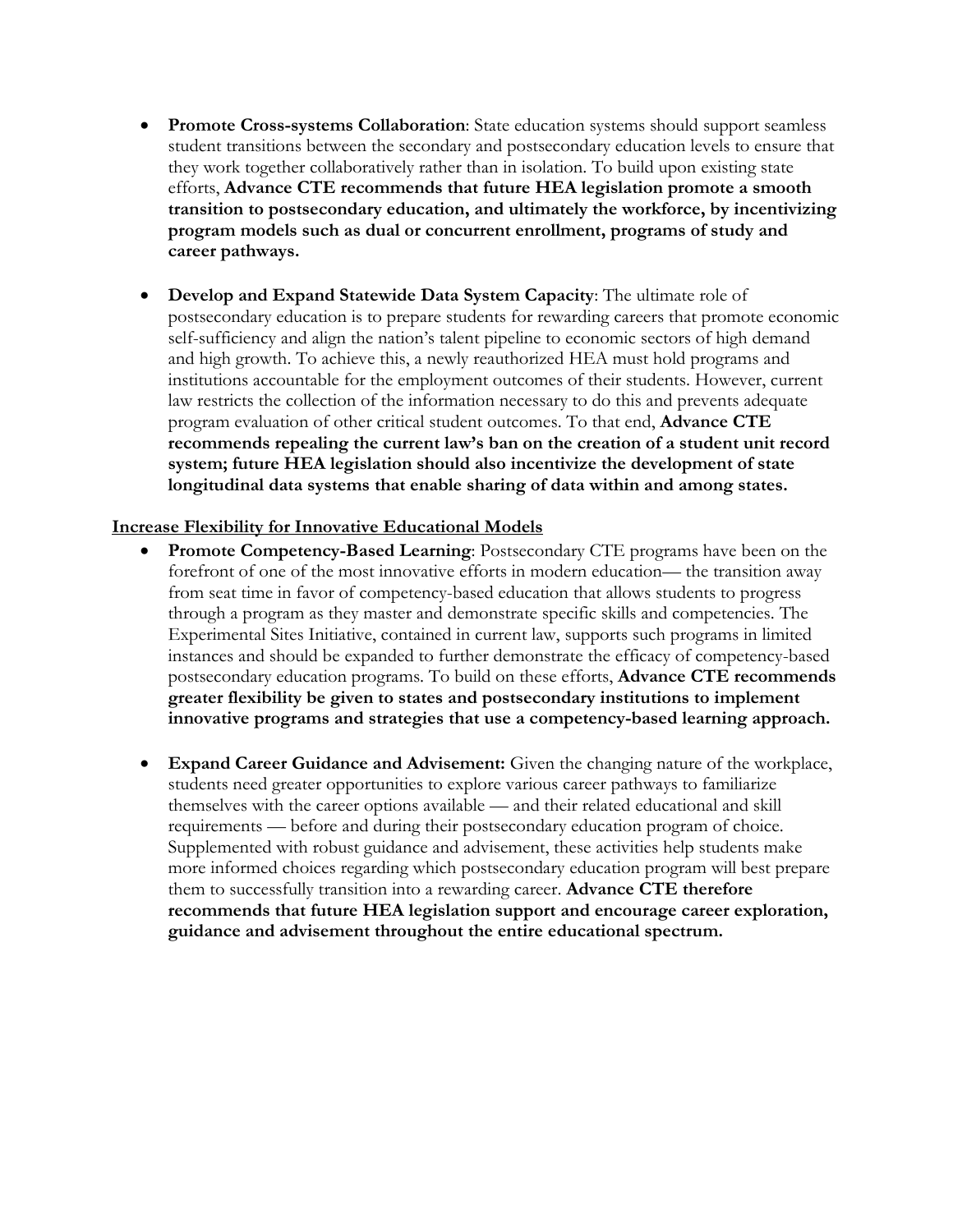- **Promote Cross-systems Collaboration**: State education systems should support seamless student transitions between the secondary and postsecondary education levels to ensure that they work together collaboratively rather than in isolation. To build upon existing state efforts, **Advance CTE recommends that future HEA legislation promote a smooth transition to postsecondary education, and ultimately the workforce, by incentivizing program models such as dual or concurrent enrollment, programs of study and career pathways.**

- **Develop and Expand Statewide Data System Capacity**: The ultimate role of postsecondary education is to prepare students for rewarding careers that promote economic self-sufficiency and align the nation's talent pipeline to economic sectors of high demand and high growth. To achieve this, a newly reauthorized HEA must hold programs and institutions accountable for the employment outcomes of their students. However, current law restricts the collection of the information necessary to do this and prevents adequate program evaluation of other critical student outcomes. To that end, **Advance CTE recommends repealing the current law's ban on the creation of a student unit record system; future HEA legislation should also incentivize the development of state longitudinal data systems that enable sharing of data within and among states.**

**Increase Flexibility for Innovative Educational Models**

- **Promote Competency-Based Learning**: Postsecondary CTE programs have been on the forefront of one of the most innovative efforts in modern education— the transition away from seat time in favor of competency-based education that allows students to progress through a program as they master and demonstrate specific skills and competencies. The Experimental Sites Initiative, contained in current law, supports such programs in limited instances and should be expanded to further demonstrate the efficacy of competency-based postsecondary education programs. To build on these efforts, **Advance CTE recommends greater flexibility be given to states and postsecondary institutions to implement innovative programs and strategies that use a competency-based learning approach.**

- **Expand Career Guidance and Advisement:** Given the changing nature of the workplace, students need greater opportunities to explore various career pathways to familiarize themselves with the career options available — and their related educational and skill requirements — before and during their postsecondary education program of choice. Supplemented with robust guidance and advisement, these activities help students make more informed choices regarding which postsecondary education program will best prepare them to successfully transition into a rewarding career. **Advance CTE therefore recommends that future HEA legislation support and encourage career exploration, guidance and advisement throughout the entire educational spectrum.**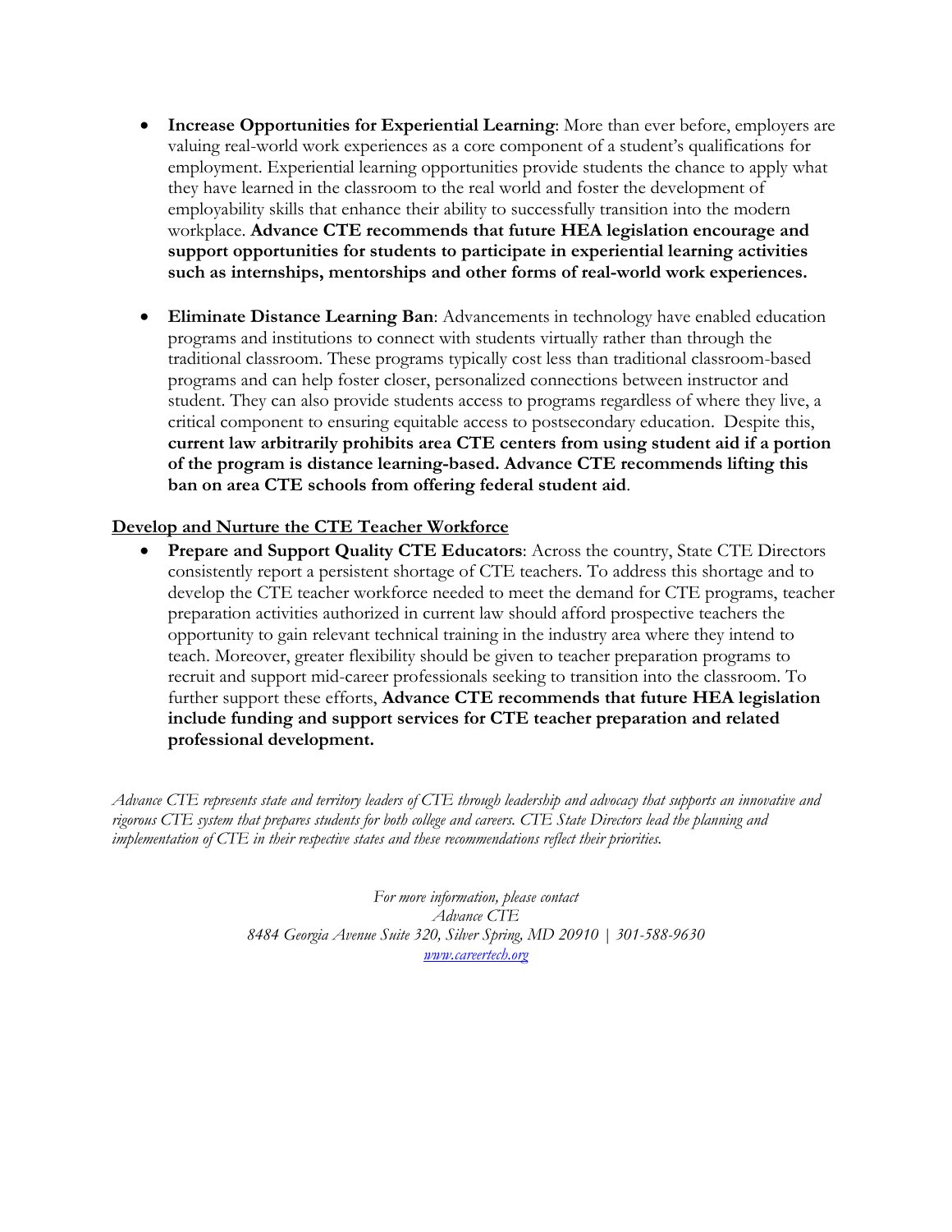- **Increase Opportunities for Experiential Learning**: More than ever before, employers are valuing real-world work experiences as a core component of a student's qualifications for employment. Experiential learning opportunities provide students the chance to apply what they have learned in the classroom to the real world and foster the development of employability skills that enhance their ability to successfully transition into the modern workplace. **Advance CTE recommends that future HEA legislation encourage and support opportunities for students to participate in experiential learning activities such as internships, mentorships and other forms of real-world work experiences.**

- **Eliminate Distance Learning Ban**: Advancements in technology have enabled education programs and institutions to connect with students virtually rather than through the traditional classroom. These programs typically cost less than traditional classroom-based programs and can help foster closer, personalized connections between instructor and student. They can also provide students access to programs regardless of where they live, a critical component to ensuring equitable access to postsecondary education. Despite this, **current law arbitrarily prohibits area CTE centers from using student aid if a portion of the program is distance learning-based. Advance CTE recommends lifting this ban on area CTE schools from offering federal student aid**.

## Develop and Nurture the CTE Teacher Workforce

- **Prepare and Support Quality CTE Educators**: Across the country, State CTE Directors consistently report a persistent shortage of CTE teachers. To address this shortage and to develop the CTE teacher workforce needed to meet the demand for CTE programs, teacher preparation activities authorized in current law should afford prospective teachers the opportunity to gain relevant technical training in the industry area where they intend to teach. Moreover, greater flexibility should be given to teacher preparation programs to recruit and support mid-career professionals seeking to transition into the classroom. To further support these efforts, **Advance CTE recommends that future HEA legislation include funding and support services for CTE teacher preparation and related professional development.**

*Advance CTE represents state and territory leaders of CTE through leadership and advocacy that supports an innovative and rigorous CTE system that prepares students for both college and careers. CTE State Directors lead the planning and implementation of CTE in their respective states and these recommendations reflect their priorities.*

*For more information, please contact*
*Advance CTE*
*8484 Georgia Avenue Suite 320, Silver Spring, MD 20910 | 301-588-9630*
*www.careertech.org*